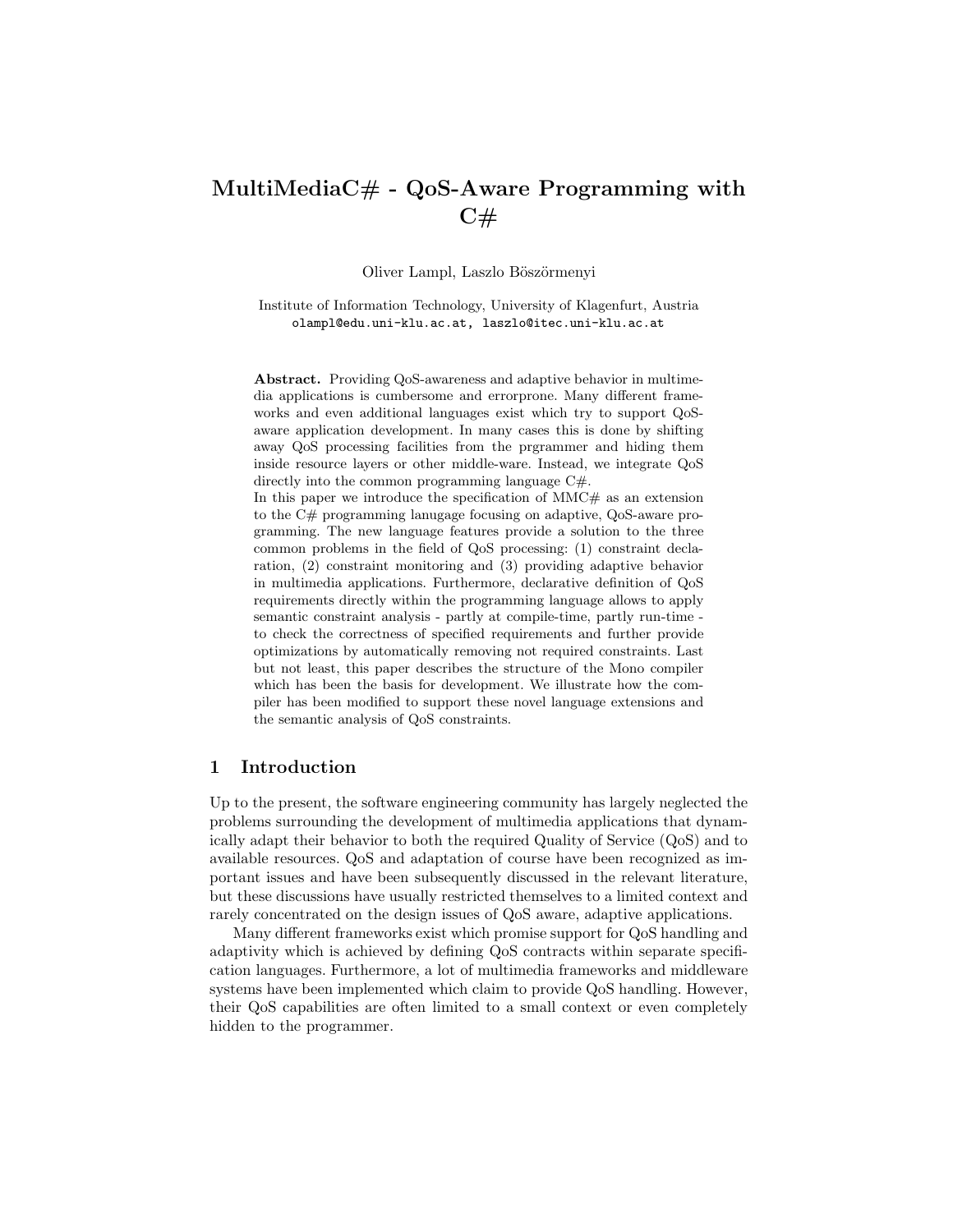# MultiMediaC# - QoS-Aware Programming with C#

Oliver Lampl, Laszlo Böszörmenyi

Institute of Information Technology, University of Klagenfurt, Austria
olampl@edu.uni-klu.ac.at, laszlo@itec.uni-klu.ac.at

**Abstract.** Providing QoS-awareness and adaptive behavior in multimedia applications is cumbersome and errorprone. Many different frameworks and even additional languages exist which try to support QoS-aware application development. In many cases this is done by shifting away QoS processing facilities from the prgrammer and hiding them inside resource layers or other middle-ware. Instead, we integrate QoS directly into the common programming language C#.
In this paper we introduce the specification of MMC# as an extension to the C# programming lanugage focusing on adaptive, QoS-aware programming. The new language features provide a solution to the three common problems in the field of QoS processing: (1) constraint declaration, (2) constraint monitoring and (3) providing adaptive behavior in multimedia applications. Furthermore, declarative definition of QoS requirements directly within the programming language allows to apply semantic constraint analysis - partly at compile-time, partly run-time - to check the correctness of specified requirements and further provide optimizations by automatically removing not required constraints. Last but not least, this paper describes the structure of the Mono compiler which has been the basis for development. We illustrate how the compiler has been modified to support these novel language extensions and the semantic analysis of QoS constraints.

## 1 Introduction

Up to the present, the software engineering community has largely neglected the problems surrounding the development of multimedia applications that dynamically adapt their behavior to both the required Quality of Service (QoS) and to available resources. QoS and adaptation of course have been recognized as important issues and have been subsequently discussed in the relevant literature, but these discussions have usually restricted themselves to a limited context and rarely concentrated on the design issues of QoS aware, adaptive applications.

Many different frameworks exist which promise support for QoS handling and adaptivity which is achieved by defining QoS contracts within separate specification languages. Furthermore, a lot of multimedia frameworks and middleware systems have been implemented which claim to provide QoS handling. However, their QoS capabilities are often limited to a small context or even completely hidden to the programmer.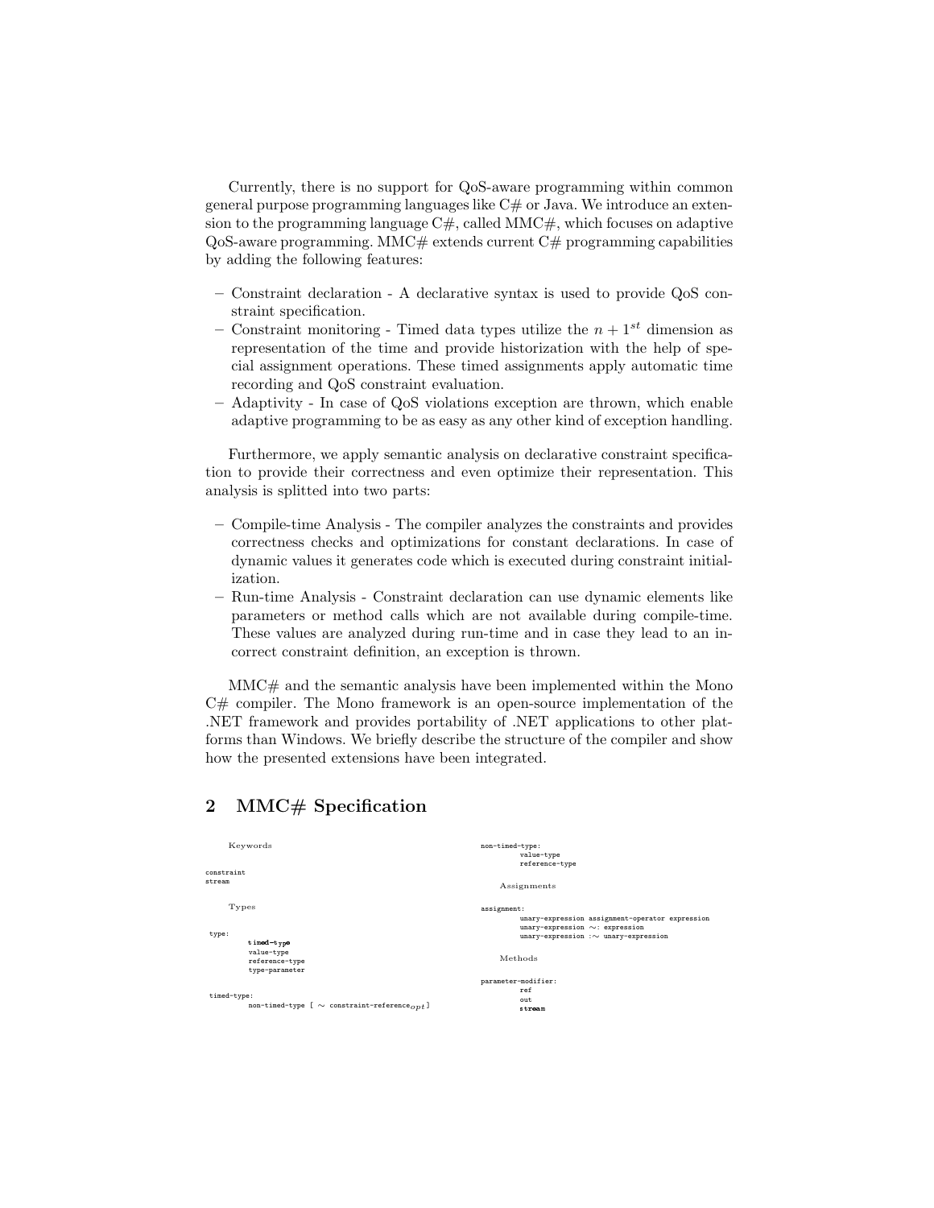Currently, there is no support for QoS-aware programming within common general purpose programming languages like C# or Java. We introduce an extension to the programming language C#, called MMC#, which focuses on adaptive QoS-aware programming. MMC# extends current C# programming capabilities by adding the following features:

- Constraint declaration - A declarative syntax is used to provide QoS constraint specification.
- Constraint monitoring - Timed data types utilize the $n+1^{st}$ dimension as representation of the time and provide historization with the help of special assignment operations. These timed assignments apply automatic time recording and QoS constraint evaluation.
- Adaptivity - In case of QoS violations exception are thrown, which enable adaptive programming to be as easy as any other kind of exception handling.

Furthermore, we apply semantic analysis on declarative constraint specification to provide their correctness and even optimize their representation. This analysis is splitted into two parts:

- Compile-time Analysis - The compiler analyzes the constraints and provides correctness checks and optimizations for constant declarations. In case of dynamic values it generates code which is executed during constraint initialization.
- Run-time Analysis - Constraint declaration can use dynamic elements like parameters or method calls which are not available during compile-time. These values are analyzed during run-time and in case they lead to an incorrect constraint definition, an exception is thrown.

MMC# and the semantic analysis have been implemented within the Mono C# compiler. The Mono framework is an open-source implementation of the .NET framework and provides portability of .NET applications to other platforms than Windows. We briefly describe the structure of the compiler and show how the presented extensions have been integrated.

## 2 MMC# Specification

Keywords

```
constraint
stream
```

Types

```
type:
        timed-type
        value-type
        reference-type
        type-parameter

timed-type:
        non-timed-type [ ~ constraint-reference_opt ]

non-timed-type:
        value-type
        reference-type
```

Assignments

```
assignment:
        unary-expression assignment-operator expression
        unary-expression ~: expression
        unary-expression :~ unary-expression
```

Methods

```
parameter-modifier:
        ref
        out
        stream
```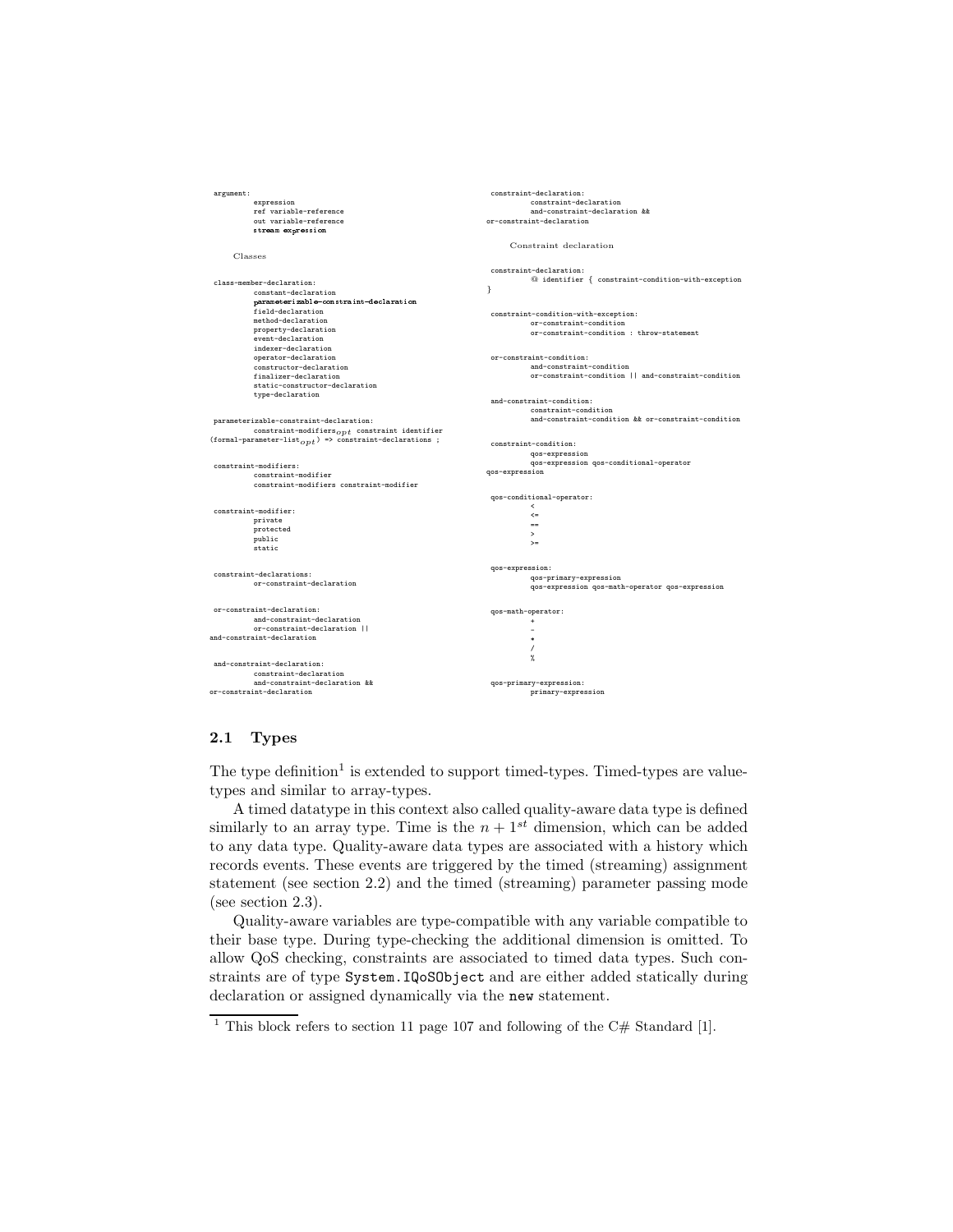```
argument:
        expression
        ref variable-reference
        out variable-reference
        stream expression
```

Classes

```
class-member-declaration:
        constant-declaration
        parameterizable-constraint-declaration
        field-declaration
        method-declaration
        property-declaration
        event-declaration
        indexer-declaration
        operator-declaration
        constructor-declaration
        finalizer-declaration
        static-constructor-declaration
        type-declaration
```

```
parameterizable-constraint-declaration:
        constraint-modifiers_opt constraint identifier
(formal-parameter-list_opt) => constraint-declarations ;
```

```
constraint-modifiers:
        constraint-modifier
        constraint-modifiers constraint-modifier
```

```
constraint-modifier:
        private
        protected
        public
        static
```

```
constraint-declarations:
        or-constraint-declaration
```

```
or-constraint-declaration:
        and-constraint-declaration
        or-constraint-declaration ||
and-constraint-declaration
```

```
and-constraint-declaration:
        constraint-declaration
        and-constraint-declaration &&
or-constraint-declaration
```

```
constraint-declaration:
        constraint-declaration
        and-constraint-declaration &&
or-constraint-declaration
```

Constraint declaration

```
constraint-declaration:
        @ identifier { constraint-condition-with-exception
}
```

```
constraint-condition-with-exception:
        or-constraint-condition
        or-constraint-condition : throw-statement
```

```
or-constraint-condition:
        and-constraint-condition
        or-constraint-condition || and-constraint-condition
```

```
and-constraint-condition:
        constraint-condition
        and-constraint-condition && or-constraint-condition
```

```
constraint-condition:
        qos-expression
        qos-expression qos-conditional-operator
qos-expression
```

```
qos-conditional-operator:
        <
        <=
        ==
        >
        >=
```

```
qos-expression:
        qos-primary-expression
        qos-expression qos-math-operator qos-expression
```

```
qos-math-operator:
        +
        -
        *
        /
        %
```

```
qos-primary-expression:
        primary-expression
```

## 2.1 Types

The type definition[1] is extended to support timed-types. Timed-types are value-types and similar to array-types.

A timed datatype in this context also called quality-aware data type is defined similarly to an array type. Time is the $n + 1^{st}$ dimension, which can be added to any data type. Quality-aware data types are associated with a history which records events. These events are triggered by the timed (streaming) assignment statement (see section 2.2) and the timed (streaming) parameter passing mode (see section 2.3).

Quality-aware variables are type-compatible with any variable compatible to their base type. During type-checking the additional dimension is omitted. To allow QoS checking, constraints are associated to timed data types. Such constraints are of type `System.IQoSObject` and are either added statically during declaration or assigned dynamically via the `new` statement.

[1] This block refers to section 11 page 107 and following of the C# Standard [1].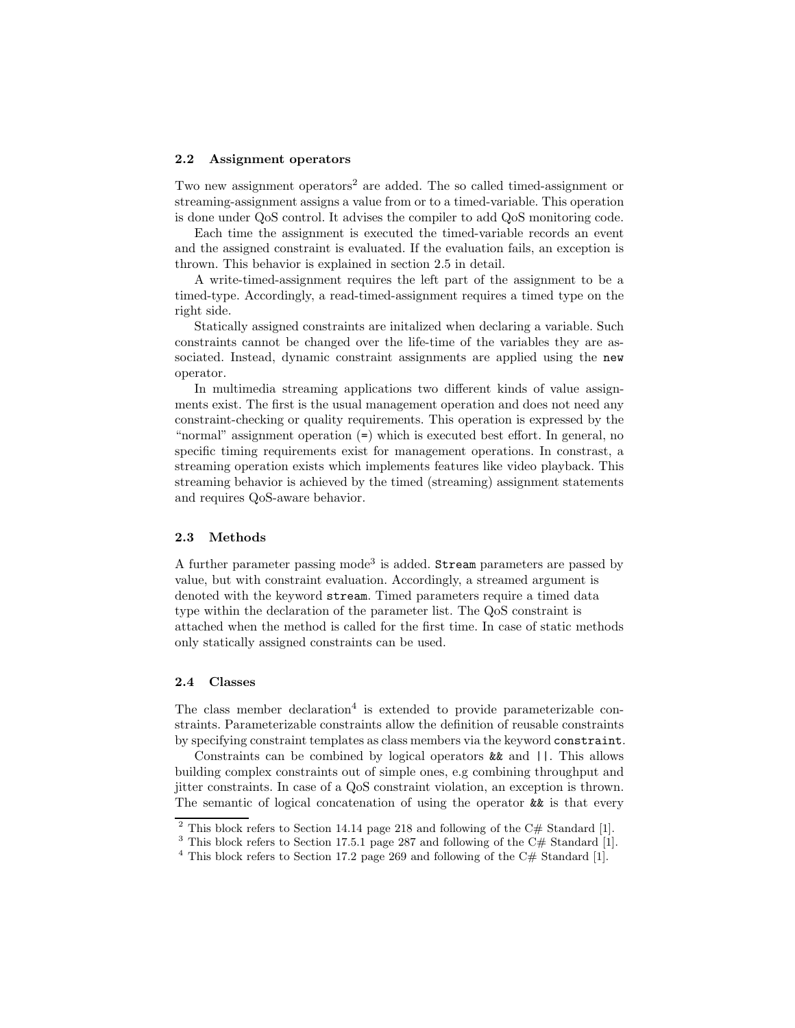### 2.2 Assignment operators

Two new assignment operators[2] are added. The so called timed-assignment or streaming-assignment assigns a value from or to a timed-variable. This operation is done under QoS control. It advises the compiler to add QoS monitoring code.

Each time the assignment is executed the timed-variable records an event and the assigned constraint is evaluated. If the evaluation fails, an exception is thrown. This behavior is explained in section 2.5 in detail.

A write-timed-assignment requires the left part of the assignment to be a timed-type. Accordingly, a read-timed-assignment requires a timed type on the right side.

Statically assigned constraints are initalized when declaring a variable. Such constraints cannot be changed over the life-time of the variables they are associated. Instead, dynamic constraint assignments are applied using the `new` operator.

In multimedia streaming applications two different kinds of value assignments exist. The first is the usual management operation and does not need any constraint-checking or quality requirements. This operation is expressed by the "normal" assignment operation (`=`) which is executed best effort. In general, no specific timing requirements exist for management operations. In constrast, a streaming operation exists which implements features like video playback. This streaming behavior is achieved by the timed (streaming) assignment statements and requires QoS-aware behavior.

### 2.3 Methods

A further parameter passing mode[3] is added. `Stream` parameters are passed by value, but with constraint evaluation. Accordingly, a streamed argument is denoted with the keyword `stream`. Timed parameters require a timed data type within the declaration of the parameter list. The QoS constraint is attached when the method is called for the first time. In case of static methods only statically assigned constraints can be used.

### 2.4 Classes

The class member declaration[4] is extended to provide parameterizable constraints. Parameterizable constraints allow the definition of reusable constraints by specifying constraint templates as class members via the keyword `constraint`.

Constraints can be combined by logical operators `&&` and `||`. This allows building complex constraints out of simple ones, e.g combining throughput and jitter constraints. In case of a QoS constraint violation, an exception is thrown. The semantic of logical concatenation of using the operator `&&` is that every

---

[2] This block refers to Section 14.14 page 218 and following of the C# Standard [1].

[3] This block refers to Section 17.5.1 page 287 and following of the C# Standard [1].

[4] This block refers to Section 17.2 page 269 and following of the C# Standard [1].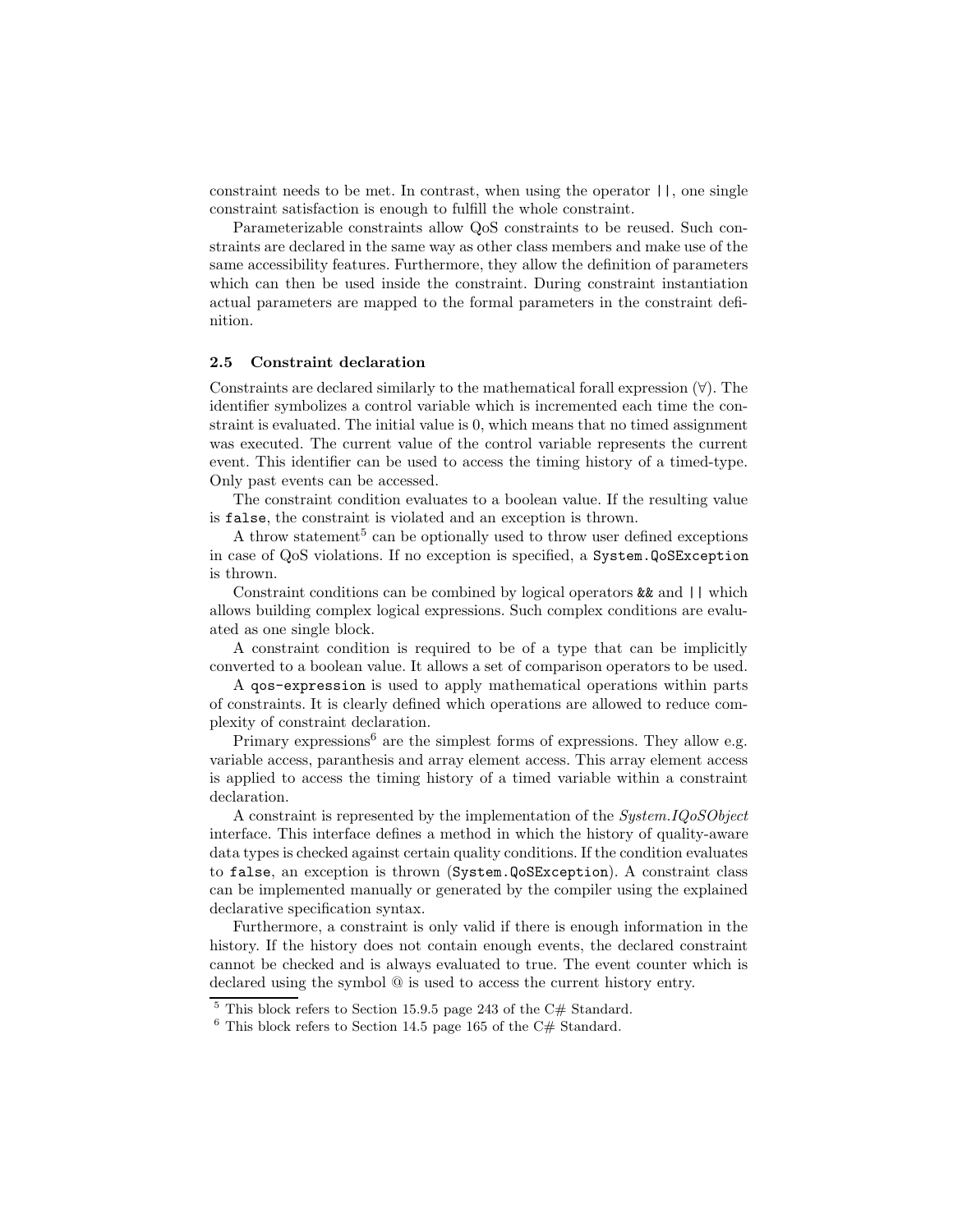constraint needs to be met. In contrast, when using the operator `||`, one single constraint satisfaction is enough to fulfill the whole constraint.

Parameterizable constraints allow QoS constraints to be reused. Such constraints are declared in the same way as other class members and make use of the same accessibility features. Furthermore, they allow the definition of parameters which can then be used inside the constraint. During constraint instantiation actual parameters are mapped to the formal parameters in the constraint definition.

### 2.5 Constraint declaration

Constraints are declared similarly to the mathematical forall expression ($\forall$). The identifier symbolizes a control variable which is incremented each time the constraint is evaluated. The initial value is 0, which means that no timed assignment was executed. The current value of the control variable represents the current event. This identifier can be used to access the timing history of a timed-type. Only past events can be accessed.

The constraint condition evaluates to a boolean value. If the resulting value is `false`, the constraint is violated and an exception is thrown.

A throw statement[5] can be optionally used to throw user defined exceptions in case of QoS violations. If no exception is specified, a `System.QoSException` is thrown.

Constraint conditions can be combined by logical operators `&&` and `||` which allows building complex logical expressions. Such complex conditions are evaluated as one single block.

A constraint condition is required to be of a type that can be implicitly converted to a boolean value. It allows a set of comparison operators to be used.

A `qos-expression` is used to apply mathematical operations within parts of constraints. It is clearly defined which operations are allowed to reduce complexity of constraint declaration.

Primary expressions[6] are the simplest forms of expressions. They allow e.g. variable access, paranthesis and array element access. This array element access is applied to access the timing history of a timed variable within a constraint declaration.

A constraint is represented by the implementation of the *System.IQoSObject* interface. This interface defines a method in which the history of quality-aware data types is checked against certain quality conditions. If the condition evaluates to `false`, an exception is thrown (`System.QoSException`). A constraint class can be implemented manually or generated by the compiler using the explained declarative specification syntax.

Furthermore, a constraint is only valid if there is enough information in the history. If the history does not contain enough events, the declared constraint cannot be checked and is always evaluated to true. The event counter which is declared using the symbol @ is used to access the current history entry.

---

[5] This block refers to Section 15.9.5 page 243 of the C# Standard.

[6] This block refers to Section 14.5 page 165 of the C# Standard.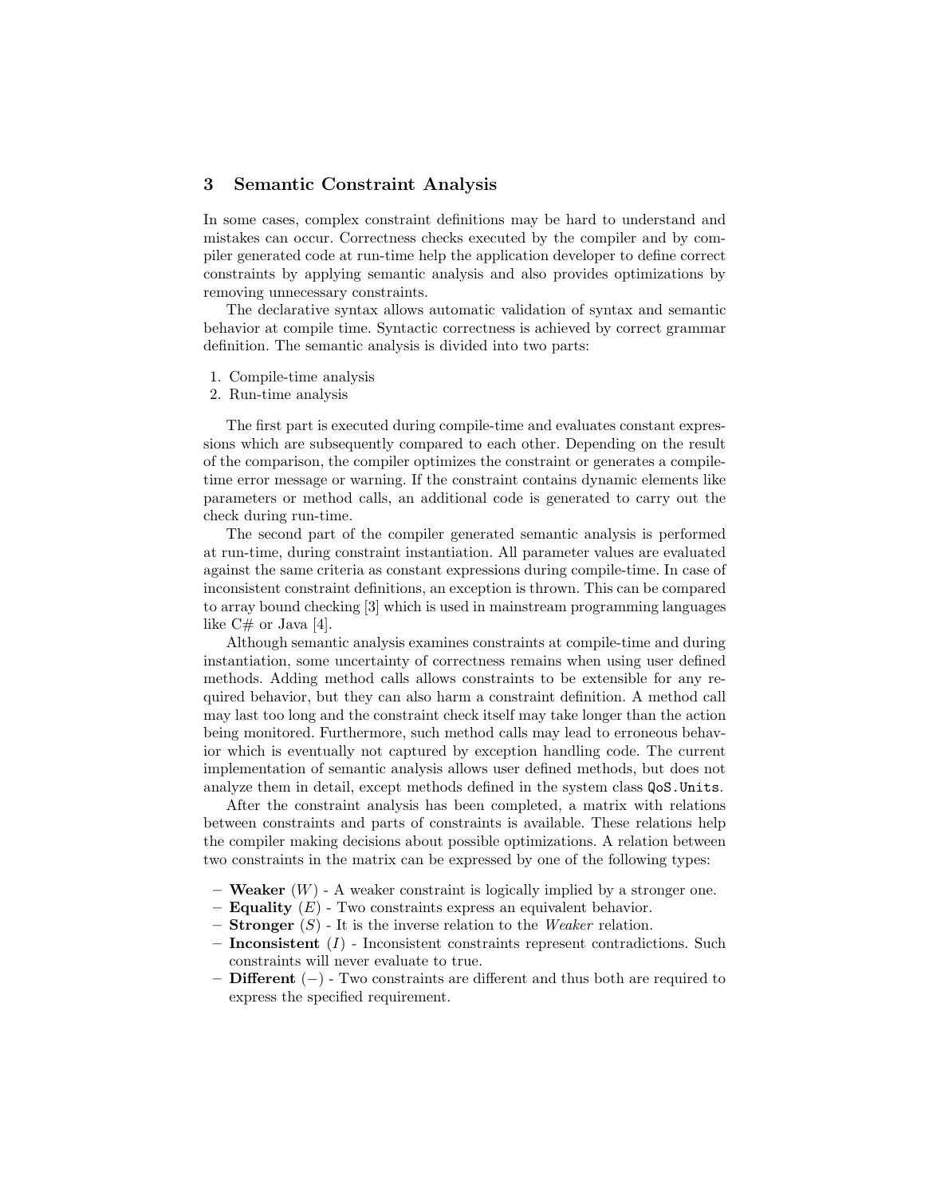## 3 Semantic Constraint Analysis

In some cases, complex constraint definitions may be hard to understand and mistakes can occur. Correctness checks executed by the compiler and by compiler generated code at run-time help the application developer to define correct constraints by applying semantic analysis and also provides optimizations by removing unnecessary constraints.

The declarative syntax allows automatic validation of syntax and semantic behavior at compile time. Syntactic correctness is achieved by correct grammar definition. The semantic analysis is divided into two parts:

1. Compile-time analysis
2. Run-time analysis

The first part is executed during compile-time and evaluates constant expressions which are subsequently compared to each other. Depending on the result of the comparison, the compiler optimizes the constraint or generates a compile-time error message or warning. If the constraint contains dynamic elements like parameters or method calls, an additional code is generated to carry out the check during run-time.

The second part of the compiler generated semantic analysis is performed at run-time, during constraint instantiation. All parameter values are evaluated against the same criteria as constant expressions during compile-time. In case of inconsistent constraint definitions, an exception is thrown. This can be compared to array bound checking [3] which is used in mainstream programming languages like C# or Java [4].

Although semantic analysis examines constraints at compile-time and during instantiation, some uncertainty of correctness remains when using user defined methods. Adding method calls allows constraints to be extensible for any required behavior, but they can also harm a constraint definition. A method call may last too long and the constraint check itself may take longer than the action being monitored. Furthermore, such method calls may lead to erroneous behavior which is eventually not captured by exception handling code. The current implementation of semantic analysis allows user defined methods, but does not analyze them in detail, except methods defined in the system class `QoS.Units`.

After the constraint analysis has been completed, a matrix with relations between constraints and parts of constraints is available. These relations help the compiler making decisions about possible optimizations. A relation between two constraints in the matrix can be expressed by one of the following types:

- **Weaker** ($W$) - A weaker constraint is logically implied by a stronger one.
- **Equality** ($E$) - Two constraints express an equivalent behavior.
- **Stronger** ($S$) - It is the inverse relation to the *Weaker* relation.
- **Inconsistent** ($I$) - Inconsistent constraints represent contradictions. Such constraints will never evaluate to true.
- **Different** ($-$) - Two constraints are different and thus both are required to express the specified requirement.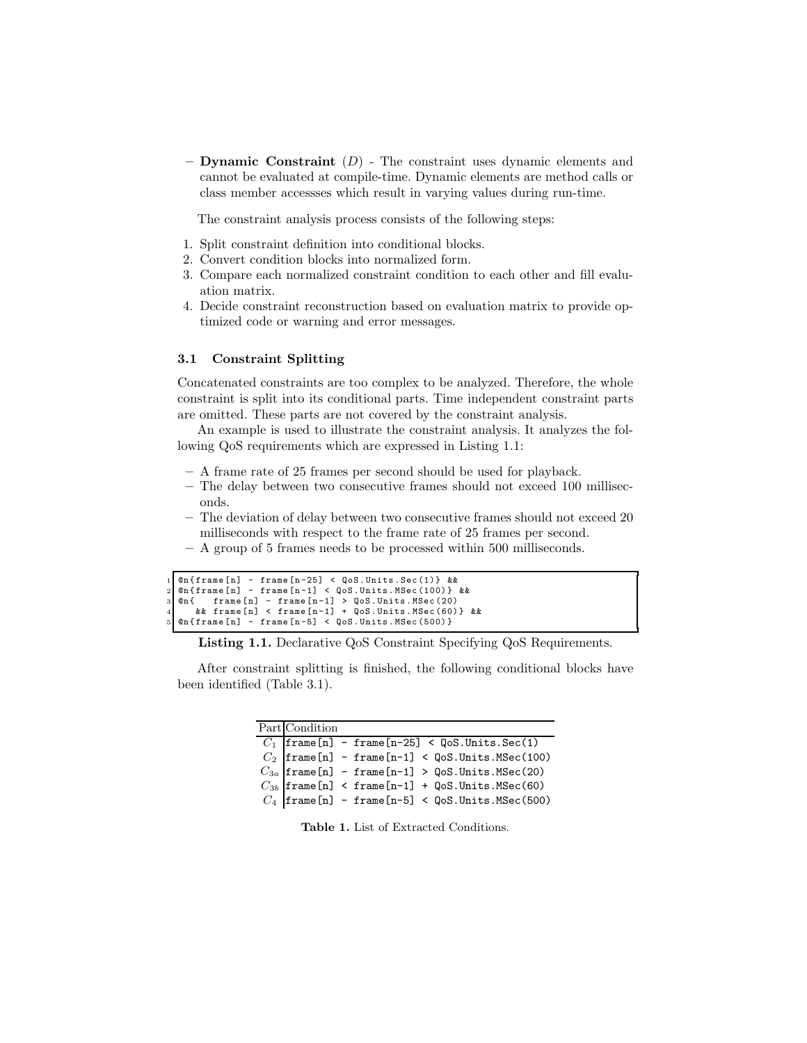– **Dynamic Constraint** ($D$) - The constraint uses dynamic elements and cannot be evaluated at compile-time. Dynamic elements are method calls or class member accessses which result in varying values during run-time.

The constraint analysis process consists of the following steps:

1. Split constraint definition into conditional blocks.
2. Convert condition blocks into normalized form.
3. Compare each normalized constraint condition to each other and fill evaluation matrix.
4. Decide constraint reconstruction based on evaluation matrix to provide optimized code or warning and error messages.

### 3.1 Constraint Splitting

Concatenated constraints are too complex to be analyzed. Therefore, the whole constraint is split into its conditional parts. Time independent constraint parts are omitted. These parts are not covered by the constraint analysis.

An example is used to illustrate the constraint analysis. It analyzes the following QoS requirements which are expressed in Listing 1.1:

– A frame rate of 25 frames per second should be used for playback.
– The delay between two consecutive frames should not exceed 100 milliseconds.
– The deviation of delay between two consecutive frames should not exceed 20 milliseconds with respect to the frame rate of 25 frames per second.
– A group of 5 frames needs to be processed within 500 milliseconds.

```
@n{frame[n] - frame[n-25] < QoS.Units.Sec(1)} &&
@n{frame[n] - frame[n-1] < QoS.Units.MSec(100)} &&
@n{   frame[n] - frame[n-1] > QoS.Units.MSec(20)
   && frame[n] < frame[n-1] + QoS.Units.MSec(60)} &&
@n{frame[n] - frame[n-5] < QoS.Units.MSec(500)}
```

**Listing 1.1.** Declarative QoS Constraint Specifying QoS Requirements.

After constraint splitting is finished, the following conditional blocks have been identified (Table 3.1).

| Part | Condition |
|---|---|
| $C_1$ | `frame[n] - frame[n-25] < QoS.Units.Sec(1)` |
| $C_2$ | `frame[n] - frame[n-1] < QoS.Units.MSec(100)` |
| $C_{3a}$ | `frame[n] - frame[n-1] > QoS.Units.MSec(20)` |
| $C_{3b}$ | `frame[n] < frame[n-1] + QoS.Units.MSec(60)` |
| $C_4$ | `frame[n] - frame[n-5] < QoS.Units.MSec(500)` |

**Table 1.** List of Extracted Conditions.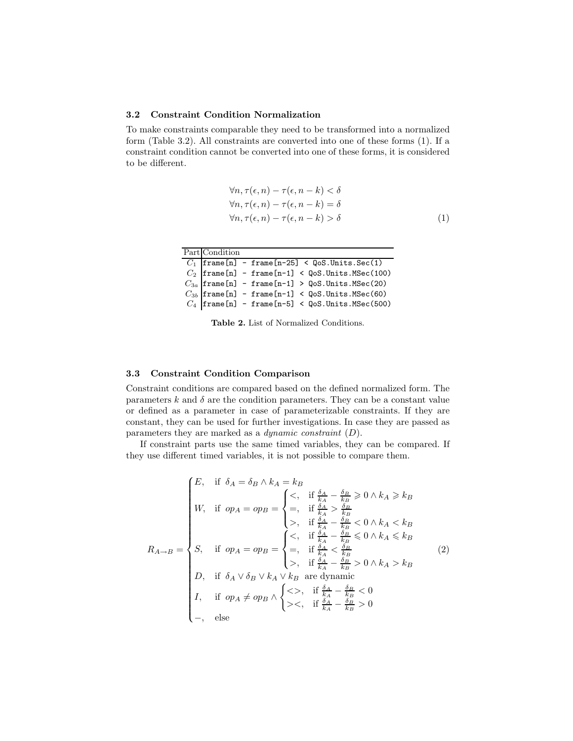### 3.2 Constraint Condition Normalization

To make constraints comparable they need to be transformed into a normalized form (Table 3.2). All constraints are converted into one of these forms (1). If a constraint condition cannot be converted into one of these forms, it is considered to be different.

$$
\begin{aligned}
&\forall n, \tau(\epsilon, n) - \tau(\epsilon, n-k) < \delta \\
&\forall n, \tau(\epsilon, n) - \tau(\epsilon, n-k) = \delta \\
&\forall n, \tau(\epsilon, n) - \tau(\epsilon, n-k) > \delta
\end{aligned} \tag{1}
$$

| Part | Condition |
|---|---|
| $C_1$ | `frame[n] - frame[n-25] < QoS.Units.Sec(1)` |
| $C_2$ | `frame[n] - frame[n-1] < QoS.Units.MSec(100)` |
| $C_{3a}$ | `frame[n] - frame[n-1] > QoS.Units.MSec(20)` |
| $C_{3b}$ | `frame[n] - frame[n-1] < QoS.Units.MSec(60)` |
| $C_4$ | `frame[n] - frame[n-5] < QoS.Units.MSec(500)` |

**Table 2.** List of Normalized Conditions.

### 3.3 Constraint Condition Comparison

Constraint conditions are compared based on the defined normalized form. The parameters $k$ and $\delta$ are the condition parameters. They can be a constant value or defined as a parameter in case of parameterizable constraints. If they are constant, they can be used for further investigations. In case they are passed as parameters they are marked as a *dynamic constraint* ($D$).

If constraint parts use the same timed variables, they can be compared. If they use different timed variables, it is not possible to compare them.

$$
R_{A \to B} = \begin{cases}
E, & \text{if } \delta_A = \delta_B \wedge k_A = k_B \\
W, & \text{if } op_A = op_B = \begin{cases} <, & \text{if } \frac{\delta_A}{k_A} - \frac{\delta_B}{k_B} \geqslant 0 \wedge k_A \geqslant k_B \\ =, & \text{if } \frac{\delta_A}{k_A} > \frac{\delta_B}{k_B} \\ >, & \text{if } \frac{\delta_A}{k_A} - \frac{\delta_B}{k_B} < 0 \wedge k_A < k_B \end{cases} \\
S, & \text{if } op_A = op_B = \begin{cases} <, & \text{if } \frac{\delta_A}{k_A} - \frac{\delta_B}{k_B} \leqslant 0 \wedge k_A \leqslant k_B \\ =, & \text{if } \frac{\delta_A}{k_A} < \frac{\delta_B}{k_B} \\ >, & \text{if } \frac{\delta_A}{k_A} - \frac{\delta_B}{k_B} > 0 \wedge k_A > k_B \end{cases} \\
D, & \text{if } \delta_A \vee \delta_B \vee k_A \vee k_B \text{ are dynamic} \\
I, & \text{if } op_A \neq op_B \wedge \begin{cases} <>, & \text{if } \frac{\delta_A}{k_A} - \frac{\delta_B}{k_B} < 0 \\ ><, & \text{if } \frac{\delta_A}{k_A} - \frac{\delta_B}{k_B} > 0 \end{cases} \\
-, & \text{else}
\end{cases} \tag{2}
$$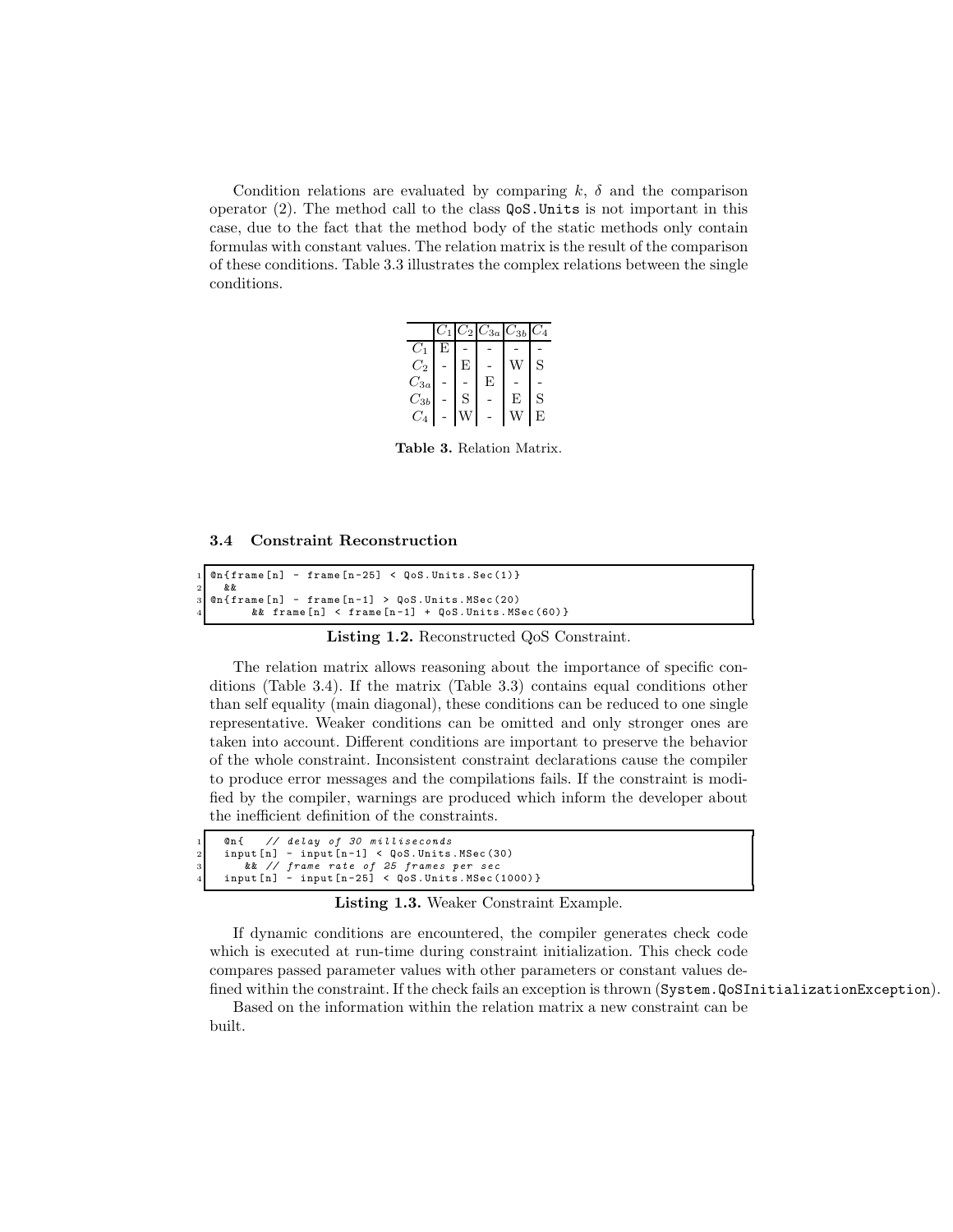Condition relations are evaluated by comparing $k$, $\delta$ and the comparison operator (2). The method call to the class `QoS.Units` is not important in this case, due to the fact that the method body of the static methods only contain formulas with constant values. The relation matrix is the result of the comparison of these conditions. Table 3.3 illustrates the complex relations between the single conditions.

| | $C_1$ | $C_2$ | $C_{3a}$ | $C_{3b}$ | $C_4$ |
|---|---|---|---|---|---|
| $C_1$ | E | - | - | - | - |
| $C_2$ | - | E | - | W | S |
| $C_{3a}$ | - | - | E | - | - |
| $C_{3b}$ | - | S | - | E | S |
| $C_4$ | - | W | - | W | E |

**Table 3.** Relation Matrix.

### 3.4 Constraint Reconstruction

```
@n{frame[n] - frame[n-25] < QoS.Units.Sec(1)}
  &&
@n{frame[n] - frame[n-1] > QoS.Units.MSec(20)
      && frame[n] < frame[n-1] + QoS.Units.MSec(60)}
```

**Listing 1.2.** Reconstructed QoS Constraint.

The relation matrix allows reasoning about the importance of specific conditions (Table 3.4). If the matrix (Table 3.3) contains equal conditions other than self equality (main diagonal), these conditions can be reduced to one single representative. Weaker conditions can be omitted and only stronger ones are taken into account. Different conditions are important to preserve the behavior of the whole constraint. Inconsistent constraint declarations cause the compiler to produce error messages and the compilations fails. If the constraint is modified by the compiler, warnings are produced which inform the developer about the inefficient definition of the constraints.

```
  @n{   // delay of 30 milliseconds
  input[n] - input[n-1] < QoS.Units.MSec(30)
     && // frame rate of 25 frames per sec
  input[n] - input[n-25] < QoS.Units.MSec(1000)}
```

**Listing 1.3.** Weaker Constraint Example.

If dynamic conditions are encountered, the compiler generates check code which is executed at run-time during constraint initialization. This check code compares passed parameter values with other parameters or constant values defined within the constraint. If the check fails an exception is thrown (`System.QoSInitializationException`).

Based on the information within the relation matrix a new constraint can be built.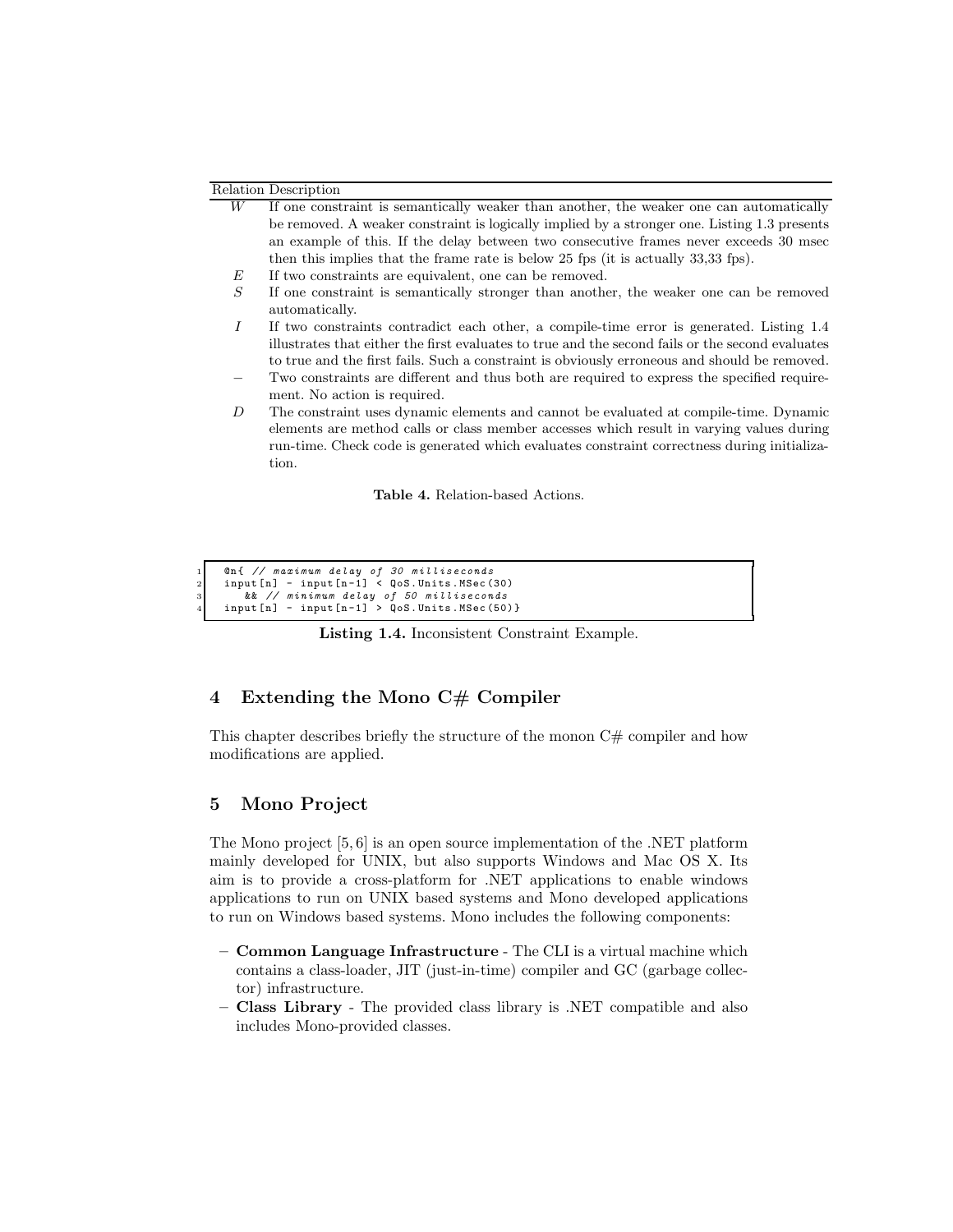| Relation | Description |
| --- | --- |
| $W$ | If one constraint is semantically weaker than another, the weaker one can automatically be removed. A weaker constraint is logically implied by a stronger one. Listing 1.3 presents an example of this. If the delay between two consecutive frames never exceeds 30 msec then this implies that the frame rate is below 25 fps (it is actually 33,33 fps). |
| $E$ | If two constraints are equivalent, one can be removed. |
| $S$ | If one constraint is semantically stronger than another, the weaker one can be removed automatically. |
| $I$ | If two constraints contradict each other, a compile-time error is generated. Listing 1.4 illustrates that either the first evaluates to true and the second fails or the second evaluates to true and the first fails. Such a constraint is obviously erroneous and should be removed. |
| $-$ | Two constraints are different and thus both are required to express the specified requirement. No action is required. |
| $D$ | The constraint uses dynamic elements and cannot be evaluated at compile-time. Dynamic elements are method calls or class member accesses which result in varying values during run-time. Check code is generated which evaluates constraint correctness during initialization. |

**Table 4.** Relation-based Actions.

```
@n{ // maximum delay of 30 milliseconds
input[n] - input[n-1] < QoS.Units.MSec(30)
   && // minimum delay of 50 milliseconds
input[n] - input[n-1] > QoS.Units.MSec(50)}
```

**Listing 1.4.** Inconsistent Constraint Example.

## 4 Extending the Mono C# Compiler

This chapter describes briefly the structure of the monon C# compiler and how modifications are applied.

## 5 Mono Project

The Mono project [5, 6] is an open source implementation of the .NET platform mainly developed for UNIX, but also supports Windows and Mac OS X. Its aim is to provide a cross-platform for .NET applications to enable windows applications to run on UNIX based systems and Mono developed applications to run on Windows based systems. Mono includes the following components:

- **Common Language Infrastructure** - The CLI is a virtual machine which contains a class-loader, JIT (just-in-time) compiler and GC (garbage collector) infrastructure.
- **Class Library** - The provided class library is .NET compatible and also includes Mono-provided classes.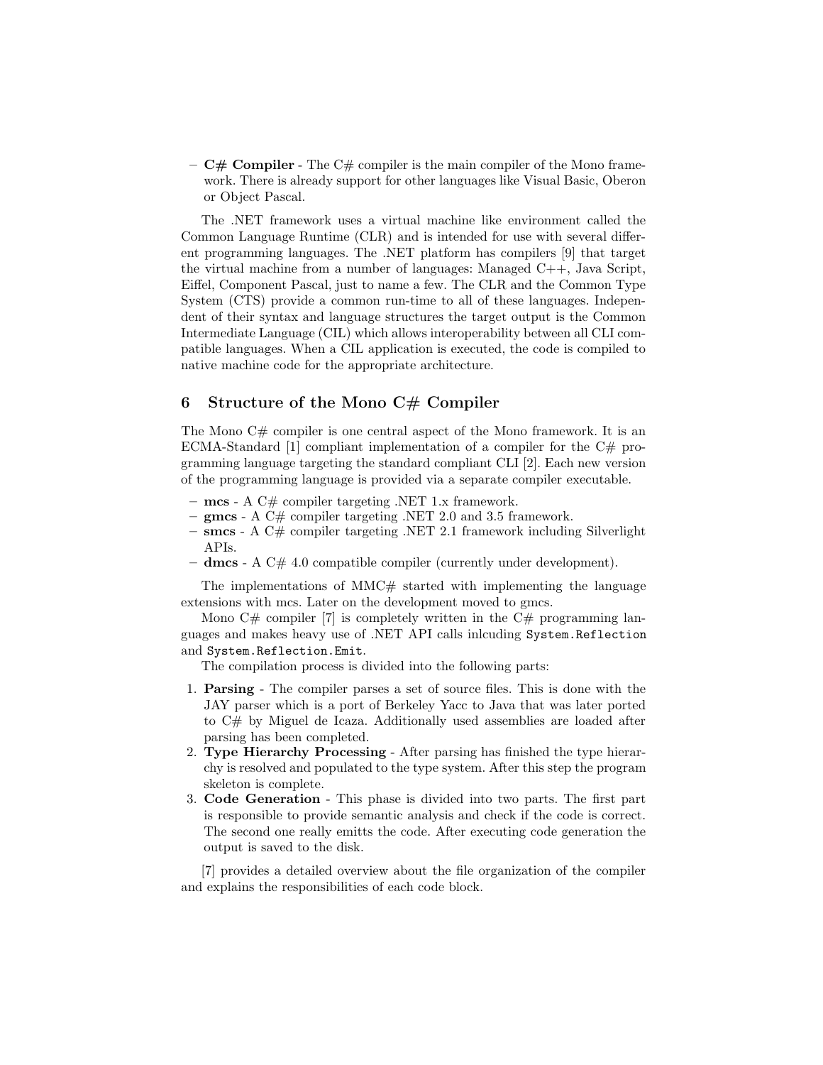- **C# Compiler** - The C# compiler is the main compiler of the Mono framework. There is already support for other languages like Visual Basic, Oberon or Object Pascal.

The .NET framework uses a virtual machine like environment called the Common Language Runtime (CLR) and is intended for use with several different programming languages. The .NET platform has compilers [9] that target the virtual machine from a number of languages: Managed C++, Java Script, Eiffel, Component Pascal, just to name a few. The CLR and the Common Type System (CTS) provide a common run-time to all of these languages. Independent of their syntax and language structures the target output is the Common Intermediate Language (CIL) which allows interoperability between all CLI compatible languages. When a CIL application is executed, the code is compiled to native machine code for the appropriate architecture.

## 6 Structure of the Mono C# Compiler

The Mono C# compiler is one central aspect of the Mono framework. It is an ECMA-Standard [1] compliant implementation of a compiler for the C# programming language targeting the standard compliant CLI [2]. Each new version of the programming language is provided via a separate compiler executable.

- **mcs** - A C# compiler targeting .NET 1.x framework.
- **gmcs** - A C# compiler targeting .NET 2.0 and 3.5 framework.
- **smcs** - A C# compiler targeting .NET 2.1 framework including Silverlight APIs.
- **dmcs** - A C# 4.0 compatible compiler (currently under development).

The implementations of MMC# started with implementing the language extensions with mcs. Later on the development moved to gmcs.

Mono C# compiler [7] is completely written in the C# programming languages and makes heavy use of .NET API calls inlcuding `System.Reflection` and `System.Reflection.Emit`.

The compilation process is divided into the following parts:

1. **Parsing** - The compiler parses a set of source files. This is done with the JAY parser which is a port of Berkeley Yacc to Java that was later ported to C# by Miguel de Icaza. Additionally used assemblies are loaded after parsing has been completed.
2. **Type Hierarchy Processing** - After parsing has finished the type hierarchy is resolved and populated to the type system. After this step the program skeleton is complete.
3. **Code Generation** - This phase is divided into two parts. The first part is responsible to provide semantic analysis and check if the code is correct. The second one really emitts the code. After executing code generation the output is saved to the disk.

[7] provides a detailed overview about the file organization of the compiler and explains the responsibilities of each code block.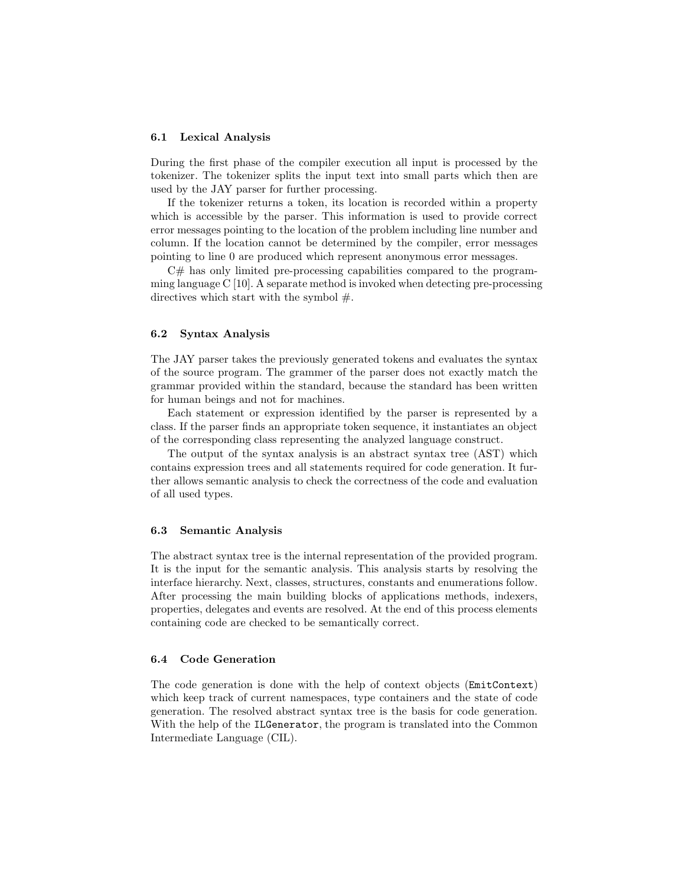### 6.1 Lexical Analysis

During the first phase of the compiler execution all input is processed by the tokenizer. The tokenizer splits the input text into small parts which then are used by the JAY parser for further processing.

If the tokenizer returns a token, its location is recorded within a property which is accessible by the parser. This information is used to provide correct error messages pointing to the location of the problem including line number and column. If the location cannot be determined by the compiler, error messages pointing to line 0 are produced which represent anonymous error messages.

C# has only limited pre-processing capabilities compared to the programming language C [10]. A separate method is invoked when detecting pre-processing directives which start with the symbol #.

### 6.2 Syntax Analysis

The JAY parser takes the previously generated tokens and evaluates the syntax of the source program. The grammer of the parser does not exactly match the grammar provided within the standard, because the standard has been written for human beings and not for machines.

Each statement or expression identified by the parser is represented by a class. If the parser finds an appropriate token sequence, it instantiates an object of the corresponding class representing the analyzed language construct.

The output of the syntax analysis is an abstract syntax tree (AST) which contains expression trees and all statements required for code generation. It further allows semantic analysis to check the correctness of the code and evaluation of all used types.

### 6.3 Semantic Analysis

The abstract syntax tree is the internal representation of the provided program. It is the input for the semantic analysis. This analysis starts by resolving the interface hierarchy. Next, classes, structures, constants and enumerations follow. After processing the main building blocks of applications methods, indexers, properties, delegates and events are resolved. At the end of this process elements containing code are checked to be semantically correct.

### 6.4 Code Generation

The code generation is done with the help of context objects (`EmitContext`) which keep track of current namespaces, type containers and the state of code generation. The resolved abstract syntax tree is the basis for code generation. With the help of the `ILGenerator`, the program is translated into the Common Intermediate Language (CIL).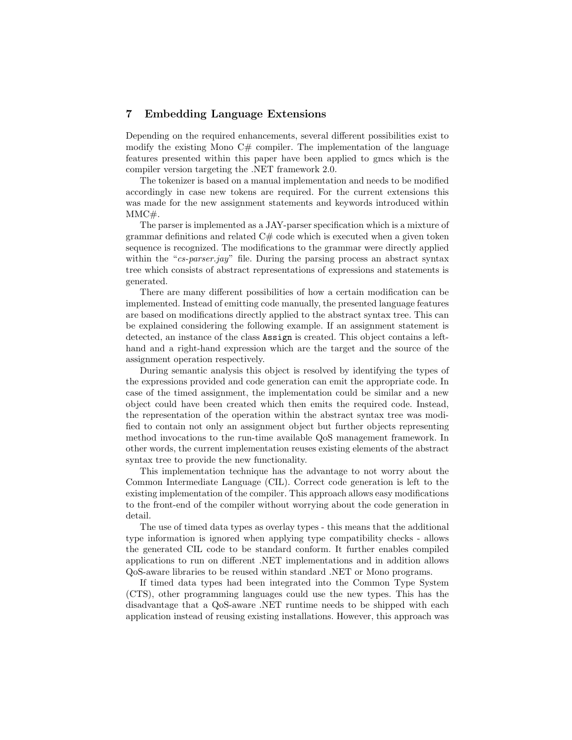## 7 Embedding Language Extensions

Depending on the required enhancements, several different possibilities exist to modify the existing Mono C# compiler. The implementation of the language features presented within this paper have been applied to gmcs which is the compiler version targeting the .NET framework 2.0.

The tokenizer is based on a manual implementation and needs to be modified accordingly in case new tokens are required. For the current extensions this was made for the new assignment statements and keywords introduced within MMC#.

The parser is implemented as a JAY-parser specification which is a mixture of grammar definitions and related C# code which is executed when a given token sequence is recognized. The modifications to the grammar were directly applied within the "*cs-parser.jay*" file. During the parsing process an abstract syntax tree which consists of abstract representations of expressions and statements is generated.

There are many different possibilities of how a certain modification can be implemented. Instead of emitting code manually, the presented language features are based on modifications directly applied to the abstract syntax tree. This can be explained considering the following example. If an assignment statement is detected, an instance of the class `Assign` is created. This object contains a left-hand and a right-hand expression which are the target and the source of the assignment operation respectively.

During semantic analysis this object is resolved by identifying the types of the expressions provided and code generation can emit the appropriate code. In case of the timed assignment, the implementation could be similar and a new object could have been created which then emits the required code. Instead, the representation of the operation within the abstract syntax tree was modified to contain not only an assignment object but further objects representing method invocations to the run-time available QoS management framework. In other words, the current implementation reuses existing elements of the abstract syntax tree to provide the new functionality.

This implementation technique has the advantage to not worry about the Common Intermediate Language (CIL). Correct code generation is left to the existing implementation of the compiler. This approach allows easy modifications to the front-end of the compiler without worrying about the code generation in detail.

The use of timed data types as overlay types - this means that the additional type information is ignored when applying type compatibility checks - allows the generated CIL code to be standard conform. It further enables compiled applications to run on different .NET implementations and in addition allows QoS-aware libraries to be reused within standard .NET or Mono programs.

If timed data types had been integrated into the Common Type System (CTS), other programming languages could use the new types. This has the disadvantage that a QoS-aware .NET runtime needs to be shipped with each application instead of reusing existing installations. However, this approach was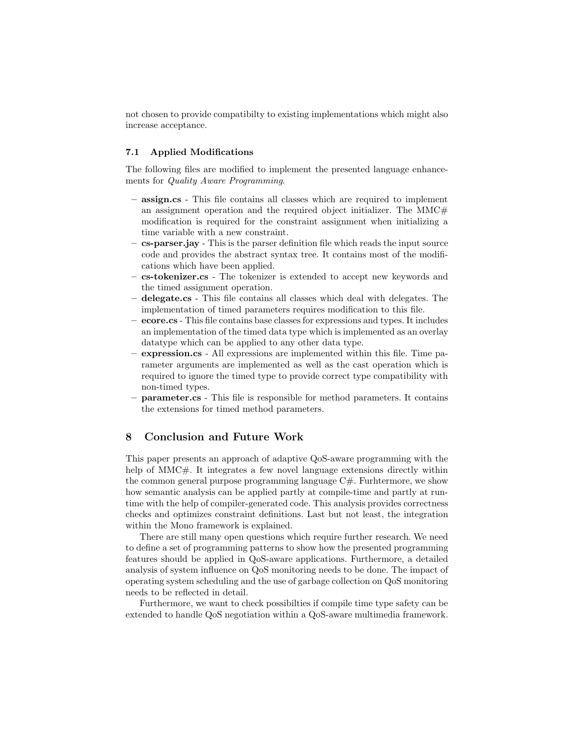not chosen to provide compatibilty to existing implementations which might also increase acceptance.

### 7.1 Applied Modifications

The following files are modified to implement the presented language enhancements for *Quality Aware Programming*.

- **assign.cs** - This file contains all classes which are required to implement an assignment operation and the required object initializer. The MMC# modification is required for the constraint assignment when initializing a time variable with a new constraint.
- **cs-parser.jay** - This is the parser definition file which reads the input source code and provides the abstract syntax tree. It contains most of the modifications which have been applied.
- **cs-tokenizer.cs** - The tokenizer is extended to accept new keywords and the timed assignment operation.
- **delegate.cs** - This file contains all classes which deal with delegates. The implementation of timed parameters requires modification to this file.
- **ecore.cs** - This file contains base classes for expressions and types. It includes an implementation of the timed data type which is implemented as an overlay datatype which can be applied to any other data type.
- **expression.cs** - All expressions are implemented within this file. Time parameter arguments are implemented as well as the cast operation which is required to ignore the timed type to provide correct type compatibility with non-timed types.
- **parameter.cs** - This file is responsible for method parameters. It contains the extensions for timed method parameters.

## 8 Conclusion and Future Work

This paper presents an approach of adaptive QoS-aware programming with the help of MMC#. It integrates a few novel language extensions directly within the common general purpose programming language C#. Furhtermore, we show how semantic analysis can be applied partly at compile-time and partly at runtime with the help of compiler-generated code. This analysis provides correctness checks and optimizes constraint definitions. Last but not least, the integration within the Mono framework is explained.

There are still many open questions which require further research. We need to define a set of programming patterns to show how the presented programming features should be applied in QoS-aware applications. Furthermore, a detailed analysis of system influence on QoS monitoring needs to be done. The impact of operating system scheduling and the use of garbage collection on QoS monitoring needs to be reflected in detail.

Furthermore, we want to check possibilties if compile time type safety can be extended to handle QoS negotiation within a QoS-aware multimedia framework.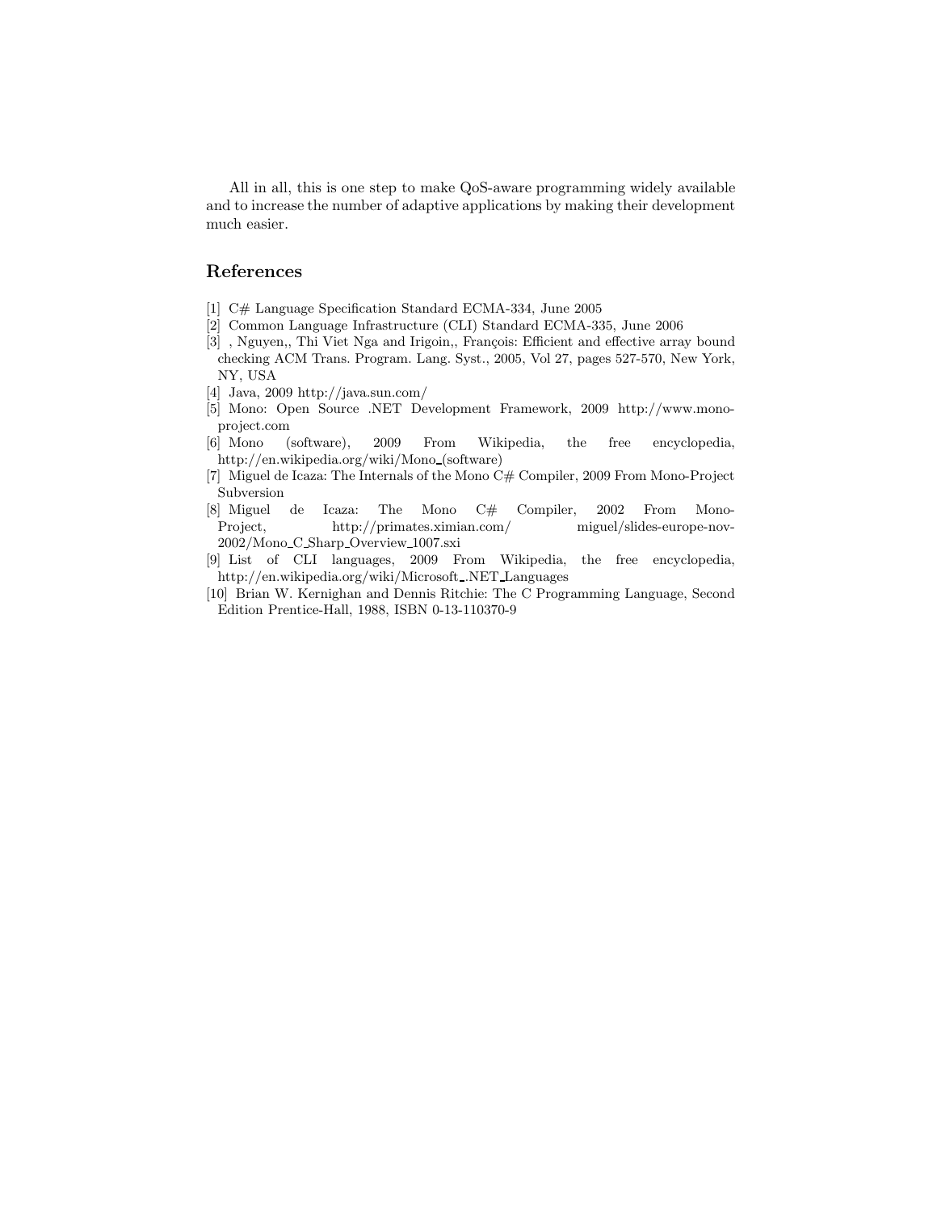All in all, this is one step to make QoS-aware programming widely available and to increase the number of adaptive applications by making their development much easier.

## References

[1] C# Language Specification Standard ECMA-334, June 2005

[2] Common Language Infrastructure (CLI) Standard ECMA-335, June 2006

[3] , Nguyen,, Thi Viet Nga and Irigoin,, François: Efficient and effective array bound checking ACM Trans. Program. Lang. Syst., 2005, Vol 27, pages 527-570, New York, NY, USA

[4] Java, 2009 http://java.sun.com/

[5] Mono: Open Source .NET Development Framework, 2009 http://www.mono-project.com

[6] Mono (software), 2009 From Wikipedia, the free encyclopedia, http://en.wikipedia.org/wiki/Mono_(software)

[7] Miguel de Icaza: The Internals of the Mono C# Compiler, 2009 From Mono-Project Subversion

[8] Miguel de Icaza: The Mono C# Compiler, 2002 From Mono-Project, http://primates.ximian.com/ miguel/slides-europe-nov-2002/Mono_C_Sharp_Overview_1007.sxi

[9] List of CLI languages, 2009 From Wikipedia, the free encyclopedia, http://en.wikipedia.org/wiki/Microsoft_.NET_Languages

[10] Brian W. Kernighan and Dennis Ritchie: The C Programming Language, Second Edition Prentice-Hall, 1988, ISBN 0-13-110370-9